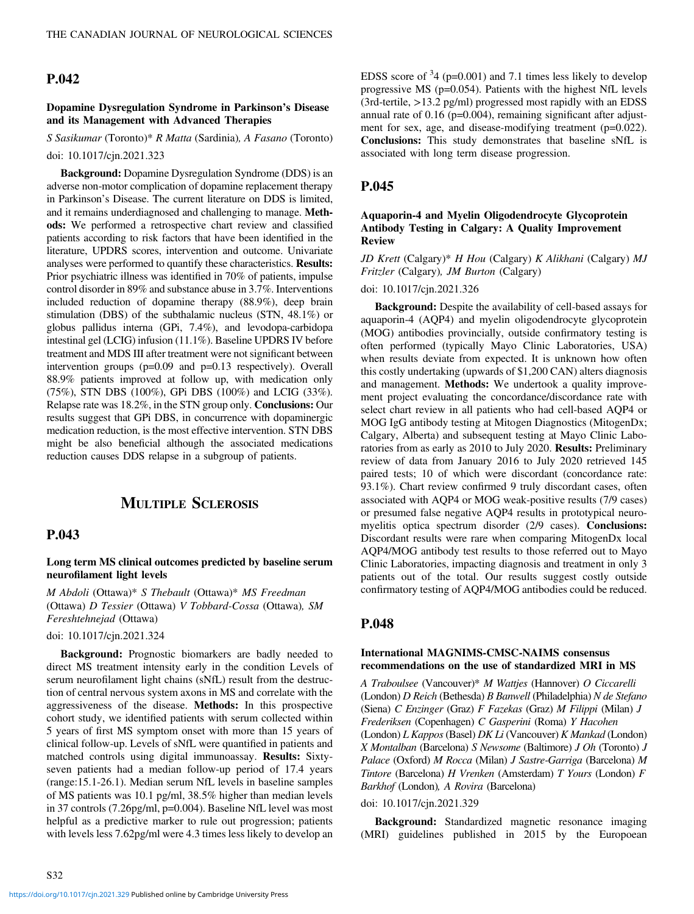## P.042

### Dopamine Dysregulation Syndrome in Parkinson's Disease and its Management with Advanced Therapies

*S Sasikumar* (Toronto)* *R Matta* (Sardinia), *A Fasano* (Toronto)

doi: 10.1017/cjn.2021.323

**Background:** Dopamine Dysregulation Syndrome (DDS) is an adverse non-motor complication of dopamine replacement therapy in Parkinson's Disease. The current literature on DDS is limited, and it remains underdiagnosed and challenging to manage. **Methods:** We performed a retrospective chart review and classified patients according to risk factors that have been identified in the literature, UPDRS scores, intervention and outcome. Univariate analyses were performed to quantify these characteristics. **Results:** Prior psychiatric illness was identified in 70% of patients, impulse control disorder in 89% and substance abuse in 3.7%. Interventions included reduction of dopamine therapy (88.9%), deep brain stimulation (DBS) of the subthalamic nucleus (STN, 48.1%) or globus pallidus interna (GPi, 7.4%), and levodopa-carbidopa intestinal gel (LCIG) infusion (11.1%). Baseline UPDRS IV before treatment and MDS III after treatment were not significant between intervention groups (p=0.09 and p=0.13 respectively). Overall 88.9% patients improved at follow up, with medication only (75%), STN DBS (100%), GPi DBS (100%) and LCIG (33%). Relapse rate was 18.2%, in the STN group only. **Conclusions:** Our results suggest that GPi DBS, in concurrence with dopaminergic medication reduction, is the most effective intervention. STN DBS might be also beneficial although the associated medications reduction causes DDS relapse in a subgroup of patients.

# Multiple Sclerosis

## P.043

### Long term MS clinical outcomes predicted by baseline serum neurofilament light levels

*M Abdoli* (Ottawa)* *S Thebault* (Ottawa)* *MS Freedman* (Ottawa) *D Tessier* (Ottawa) *V Tobbard-Cossa* (Ottawa), *SM Fereshtehnejad* (Ottawa)

doi: 10.1017/cjn.2021.324

**Background:** Prognostic biomarkers are badly needed to direct MS treatment intensity early in the condition Levels of serum neurofilament light chains (sNfL) result from the destruction of central nervous system axons in MS and correlate with the aggressiveness of the disease. **Methods:** In this prospective cohort study, we identified patients with serum collected within 5 years of first MS symptom onset with more than 15 years of clinical follow-up. Levels of sNfL were quantified in patients and matched controls using digital immunoassay. **Results:** Sixty-seven patients had a median follow-up period of 17.4 years (range:15.1-26.1). Median serum NfL levels in baseline samples of MS patients was 10.1 pg/ml, 38.5% higher than median levels in 37 controls (7.26pg/ml, p=0.004). Baseline NfL level was most helpful as a predictive marker to rule out progression; patients with levels less 7.62pg/ml were 4.3 times less likely to develop an EDSS score of ³4 (p=0.001) and 7.1 times less likely to develop progressive MS (p=0.054). Patients with the highest NfL levels (3rd-tertile, >13.2 pg/ml) progressed most rapidly with an EDSS annual rate of 0.16 (p=0.004), remaining significant after adjustment for sex, age, and disease-modifying treatment (p=0.022). **Conclusions:** This study demonstrates that baseline sNfL is associated with long term disease progression.

## P.045

### Aquaporin-4 and Myelin Oligodendrocyte Glycoprotein Antibody Testing in Calgary: A Quality Improvement Review

*JD Krett* (Calgary)* *H Hou* (Calgary) *K Alikhani* (Calgary) *MJ Fritzler* (Calgary), *JM Burton* (Calgary)

doi: 10.1017/cjn.2021.326

**Background:** Despite the availability of cell-based assays for aquaporin-4 (AQP4) and myelin oligodendrocyte glycoprotein (MOG) antibodies provincially, outside confirmatory testing is often performed (typically Mayo Clinic Laboratories, USA) when results deviate from expected. It is unknown how often this costly undertaking (upwards of $1,200 CAN) alters diagnosis and management. **Methods:** We undertook a quality improvement project evaluating the concordance/discordance rate with select chart review in all patients who had cell-based AQP4 or MOG IgG antibody testing at Mitogen Diagnostics (MitogenDx; Calgary, Alberta) and subsequent testing at Mayo Clinic Laboratories from as early as 2010 to July 2020. **Results:** Preliminary review of data from January 2016 to July 2020 retrieved 145 paired tests; 10 of which were discordant (concordance rate: 93.1%). Chart review confirmed 9 truly discordant cases, often associated with AQP4 or MOG weak-positive results (7/9 cases) or presumed false negative AQP4 results in prototypical neuromyelitis optica spectrum disorder (2/9 cases). **Conclusions:** Discordant results were rare when comparing MitogenDx local AQP4/MOG antibody test results to those referred out to Mayo Clinic Laboratories, impacting diagnosis and treatment in only 3 patients out of the total. Our results suggest costly outside confirmatory testing of AQP4/MOG antibodies could be reduced.

## P.048

### International MAGNIMS-CMSC-NAIMS consensus recommendations on the use of standardized MRI in MS

*A Traboulsee* (Vancouver)* *M Wattjes* (Hannover) *O Ciccarelli* (London) *D Reich* (Bethesda) *B Banwell* (Philadelphia) *N de Stefano* (Siena) *C Enzinger* (Graz) *F Fazekas* (Graz) *M Filippi* (Milan) *J Frederiksen* (Copenhagen) *C Gasperini* (Roma) *Y Hacohen* (London) *L Kappos* (Basel) *DK Li* (Vancouver) *K Mankad* (London) *X Montalban* (Barcelona) *S Newsome* (Baltimore) *J Oh* (Toronto) *J Palace* (Oxford) *M Rocca* (Milan) *J Sastre-Garriga* (Barcelona) *M Tintore* (Barcelona) *H Vrenken* (Amsterdam) *T Yours* (London) *F Barkhof* (London), *A Rovira* (Barcelona)

doi: 10.1017/cjn.2021.329

**Background:** Standardized magnetic resonance imaging (MRI) guidelines published in 2015 by the European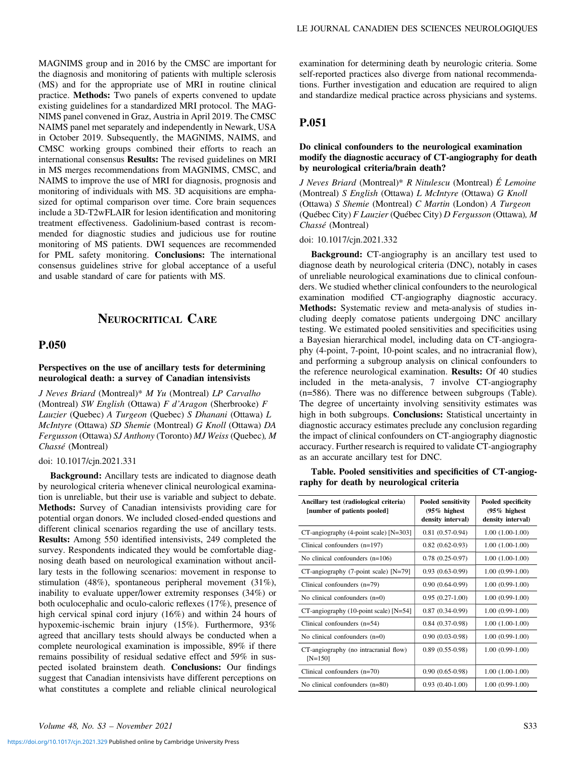MAGNIMS group and in 2016 by the CMSC are important for the diagnosis and monitoring of patients with multiple sclerosis (MS) and for the appropriate use of MRI in routine clinical practice. **Methods:** Two panels of experts convened to update existing guidelines for a standardized MRI protocol. The MAGNIMS panel convened in Graz, Austria in April 2019. The CMSC NAIMS panel met separately and independently in Newark, USA in October 2019. Subsequently, the MAGNIMS, NAIMS, and CMSC working groups combined their efforts to reach an international consensus **Results:** The revised guidelines on MRI in MS merges recommendations from MAGNIMS, CMSC, and NAIMS to improve the use of MRI for diagnosis, prognosis and monitoring of individuals with MS. 3D acquisitions are emphasized for optimal comparison over time. Core brain sequences include a 3D-T2wFLAIR for lesion identification and monitoring treatment effectiveness. Gadolinium-based contrast is recommended for diagnostic studies and judicious use for routine monitoring of MS patients. DWI sequences are recommended for PML safety monitoring. **Conclusions:** The international consensus guidelines strive for global acceptance of a useful and usable standard of care for patients with MS.

## NEUROCRITICAL CARE

## P.050

### Perspectives on the use of ancillary tests for determining neurological death: a survey of Canadian intensivists

*J Neves Briard* (Montreal)* *M Yu* (Montreal) *LP Carvalho* (Montreal) *SW English* (Ottawa) *F d'Aragon* (Sherbrooke) *F Lauzier* (Quebec) *A Turgeon* (Quebec) *S Dhanani* (Ottawa) *L McIntyre* (Ottawa) *SD Shemie* (Montreal) *G Knoll* (Ottawa) *DA Fergusson* (Ottawa) *SJ Anthony* (Toronto) *MJ Weiss* (Quebec)*, M Chassé* (Montreal)

doi: 10.1017/cjn.2021.331

**Background:** Ancillary tests are indicated to diagnose death by neurological criteria whenever clinical neurological examination is unreliable, but their use is variable and subject to debate. **Methods:** Survey of Canadian intensivists providing care for potential organ donors. We included closed-ended questions and different clinical scenarios regarding the use of ancillary tests. **Results:** Among 550 identified intensivists, 249 completed the survey. Respondents indicated they would be comfortable diagnosing death based on neurological examination without ancillary tests in the following scenarios: movement in response to stimulation (48%), spontaneous peripheral movement (31%), inability to evaluate upper/lower extremity responses (34%) or both oculocephalic and oculo-caloric reflexes (17%), presence of high cervical spinal cord injury (16%) and within 24 hours of hypoxemic-ischemic brain injury (15%). Furthermore, 93% agreed that ancillary tests should always be conducted when a complete neurological examination is impossible, 89% if there remains possibility of residual sedative effect and 59% in suspected isolated brainstem death. **Conclusions:** Our findings suggest that Canadian intensivists have different perceptions on what constitutes a complete and reliable clinical neurological examination for determining death by neurologic criteria. Some self-reported practices also diverge from national recommendations. Further investigation and education are required to align and standardize medical practice across physicians and systems.

## P.051

### Do clinical confounders to the neurological examination modify the diagnostic accuracy of CT-angiography for death by neurological criteria/brain death?

*J Neves Briard* (Montreal)* *R Nitulescu* (Montreal) *É Lemoine* (Montreal) *S English* (Ottawa) *L McIntyre* (Ottawa) *G Knoll* (Ottawa) *S Shemie* (Montreal) *C Martin* (London) *A Turgeon* (Québec City) *F Lauzier* (Québec City) *D Fergusson* (Ottawa)*, M Chassé* (Montreal)

doi: 10.1017/cjn.2021.332

**Background:** CT-angiography is an ancillary test used to diagnose death by neurological criteria (DNC), notably in cases of unreliable neurological examinations due to clinical confounders. We studied whether clinical confounders to the neurological examination modified CT-angiography diagnostic accuracy. **Methods:** Systematic review and meta-analysis of studies including deeply comatose patients undergoing DNC ancillary testing. We estimated pooled sensitivities and specificities using a Bayesian hierarchical model, including data on CT-angiography (4-point, 7-point, 10-point scales, and no intracranial flow), and performing a subgroup analysis on clinical confounders to the reference neurological examination. **Results:** Of 40 studies included in the meta-analysis, 7 involve CT-angiography (n=586). There was no difference between subgroups (Table). The degree of uncertainty involving sensitivity estimates was high in both subgroups. **Conclusions:** Statistical uncertainty in diagnostic accuracy estimates preclude any conclusion regarding the impact of clinical confounders on CT-angiography diagnostic accuracy. Further research is required to validate CT-angiography as an accurate ancillary test for DNC.

**Table. Pooled sensitivities and specificities of CT-angiography for death by neurological criteria**

| Ancillary test (radiological criteria) [number of patients pooled] | Pooled sensitivity (95% highest density interval) | Pooled specificity (95% highest density interval) |
|---|---|---|
| CT-angiography (4-point scale) [N=303] | 0.81 (0.57-0.94) | 1.00 (1.00-1.00) |
| Clinical confounders (n=197) | 0.82 (0.62-0.93) | 1.00 (1.00-1.00) |
| No clinical confounders (n=106) | 0.78 (0.25-0.97) | 1.00 (1.00-1.00) |
| CT-angiography (7-point scale) [N=79] | 0.93 (0.63-0.99) | 1.00 (0.99-1.00) |
| Clinical confounders (n=79) | 0.90 (0.64-0.99) | 1.00 (0.99-1.00) |
| No clinical confounders (n=0) | 0.95 (0.27-1.00) | 1.00 (0.99-1.00) |
| CT-angiography (10-point scale) [N=54] | 0.87 (0.34-0.99) | 1.00 (0.99-1.00) |
| Clinical confounders (n=54) | 0.84 (0.37-0.98) | 1.00 (1.00-1.00) |
| No clinical confounders (n=0) | 0.90 (0.03-0.98) | 1.00 (0.99-1.00) |
| CT-angiography (no intracranial flow) [N=150] | 0.89 (0.55-0.98) | 1.00 (0.99-1.00) |
| Clinical confounders (n=70) | 0.90 (0.65-0.98) | 1.00 (1.00-1.00) |
| No clinical confounders (n=80) | 0.93 (0.40-1.00) | 1.00 (0.99-1.00) |